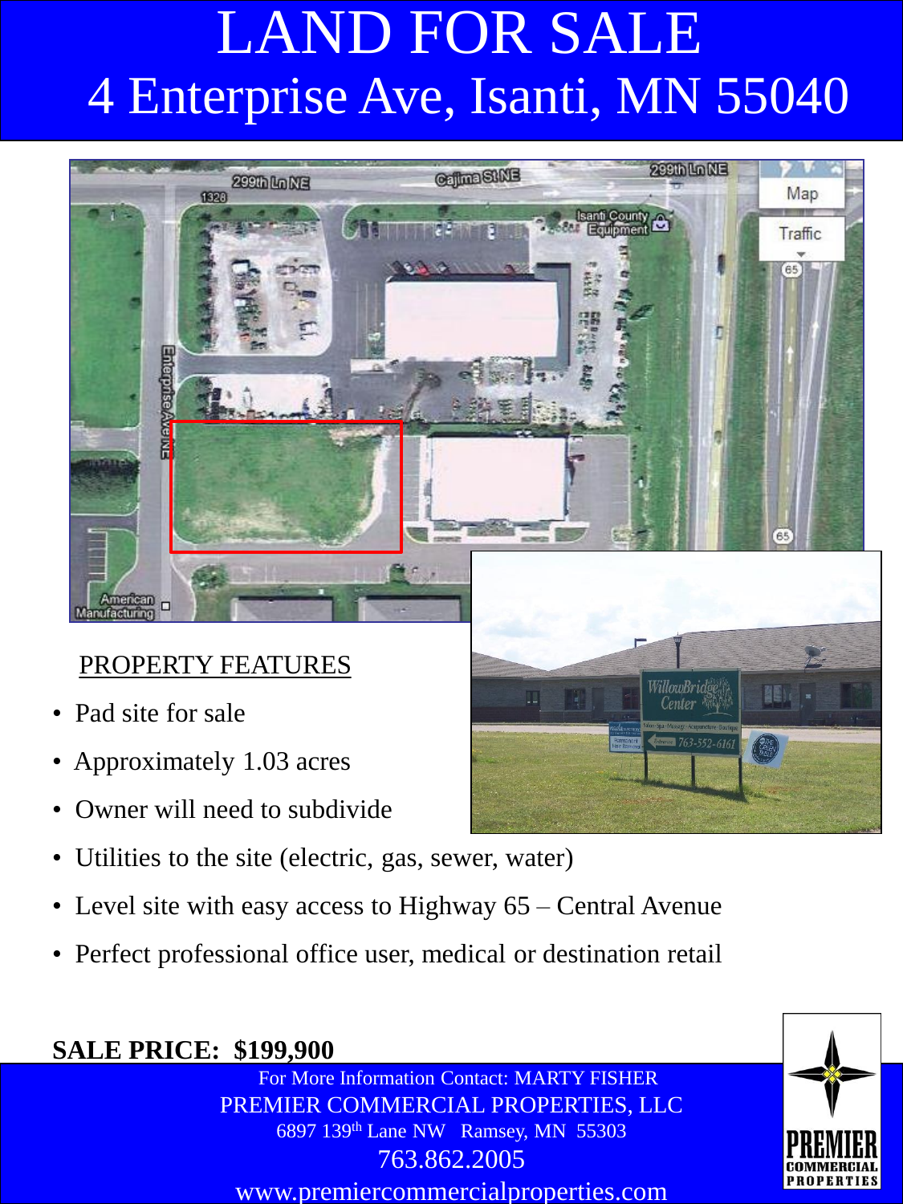# LAND FOR SALE

# 4 Enterprise Ave, Isanti, MN 55040

PROPERTY FEATURES

- Pad site for sale
- Approximately 1.03 acres
- Owner will need to subdivide
- Utilities to the site (electric, gas, sewer, water)
- Level site with easy access to Highway 65 – Central Avenue
- Perfect professional office user, medical or destination retail

**SALE PRICE: $199,900**

For More Information Contact: MARTY FISHER

PREMIER COMMERCIAL PROPERTIES, LLC

6897 139th Lane NW Ramsey, MN 55303

763.862.2005

www.premiercommercialproperties.com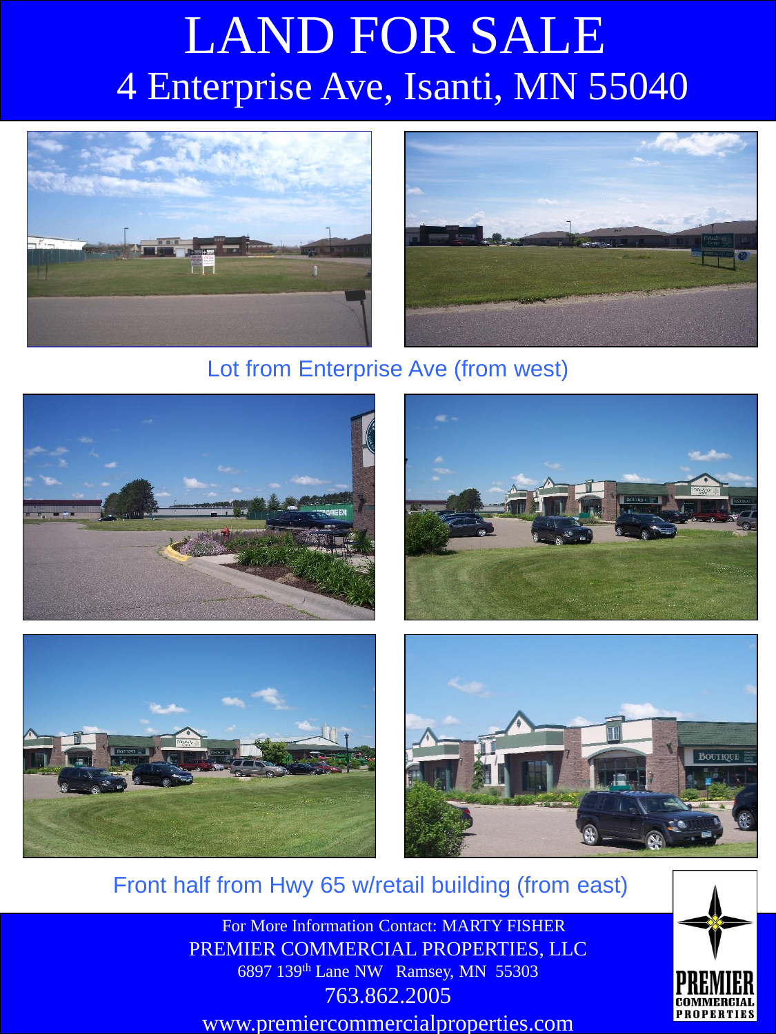# LAND FOR SALE

## 4 Enterprise Ave, Isanti, MN 55040

Lot from Enterprise Ave (from west)

Front half from Hwy 65 w/retail building (from east)

For More Information Contact: MARTY FISHER

PREMIER COMMERCIAL PROPERTIES, LLC

6897 139th Lane NW   Ramsey, MN  55303

763.862.2005

www.premiercommercialproperties.com

PREMIER COMMERCIAL PROPERTIES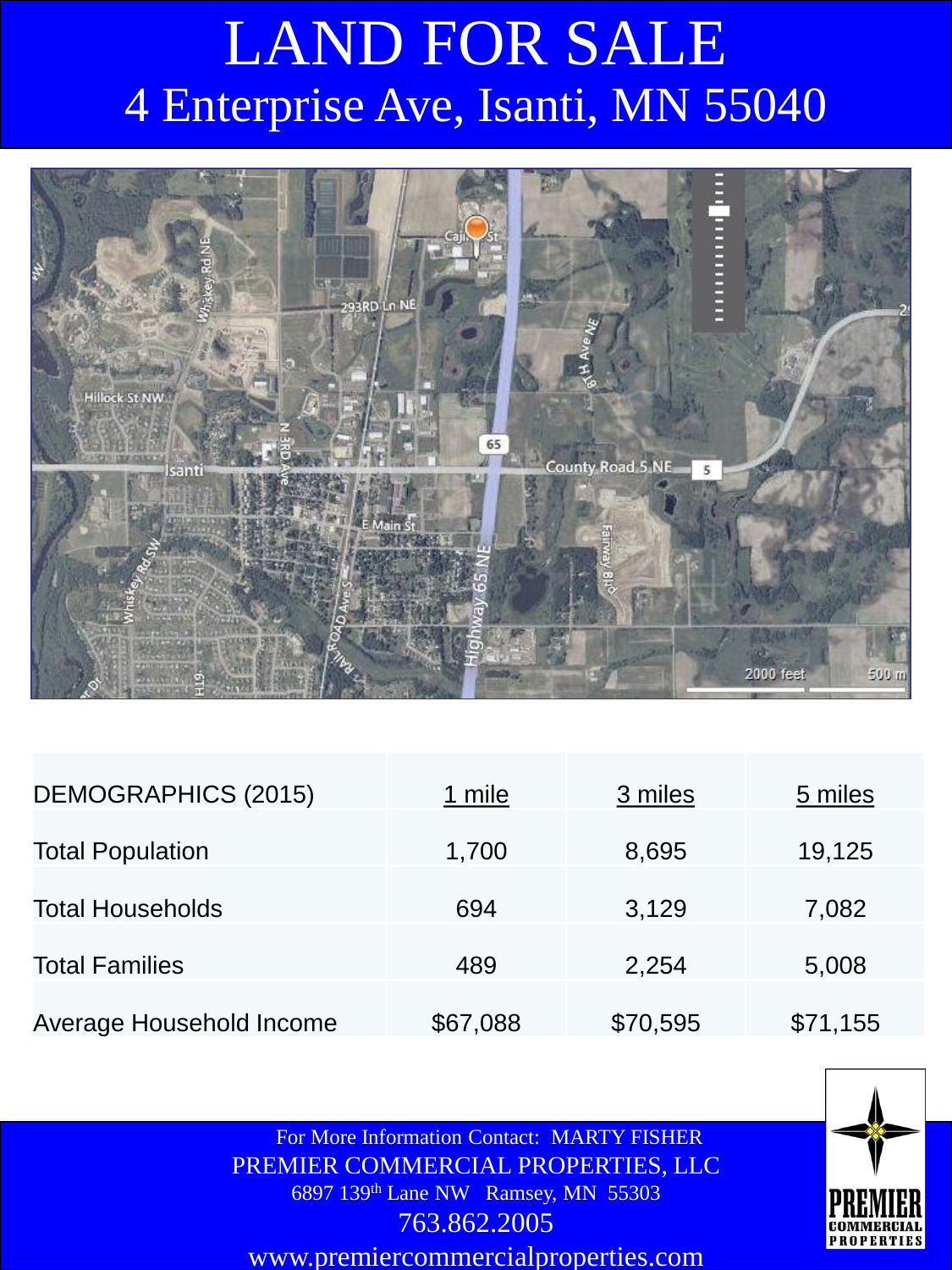# LAND FOR SALE

## 4 Enterprise Ave, Isanti, MN 55040

| DEMOGRAPHICS (2015) | 1 mile | 3 miles | 5 miles |
|---|---|---|---|
| Total Population | 1,700 | 8,695 | 19,125 |
| Total Households | 694 | 3,129 | 7,082 |
| Total Families | 489 | 2,254 | 5,008 |
| Average Household Income | $67,088 | $70,595 | $71,155 |

For More Information Contact: MARTY FISHER
PREMIER COMMERCIAL PROPERTIES, LLC
6897 139th Lane NW Ramsey, MN 55303
763.862.2005
www.premiercommercialproperties.com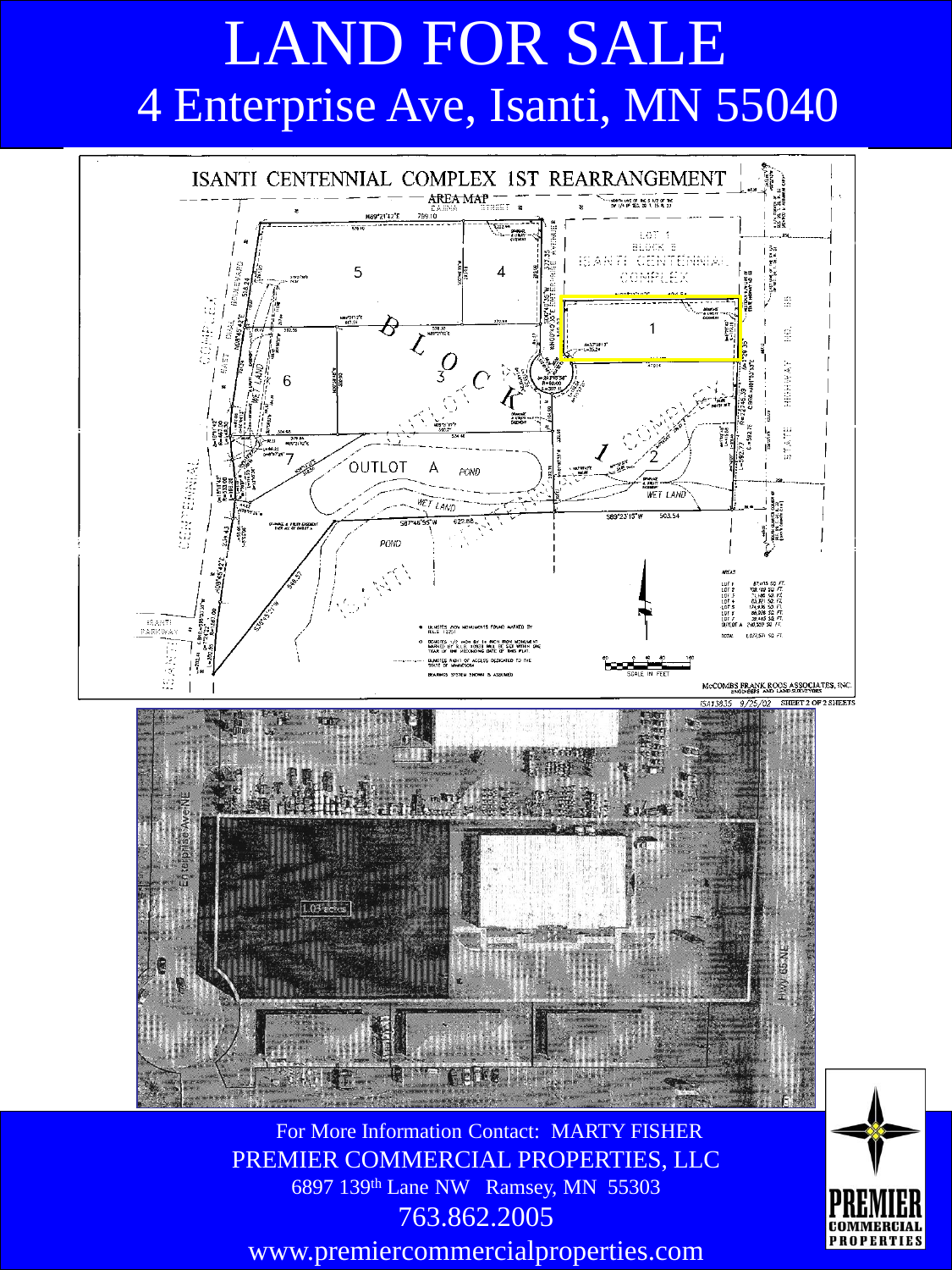# LAND FOR SALE

## 4 Enterprise Ave, Isanti, MN 55040

For More Information Contact: MARTY FISHER

PREMIER COMMERCIAL PROPERTIES, LLC

6897 139th Lane NW Ramsey, MN 55303

763.862.2005

www.premiercommercialproperties.com